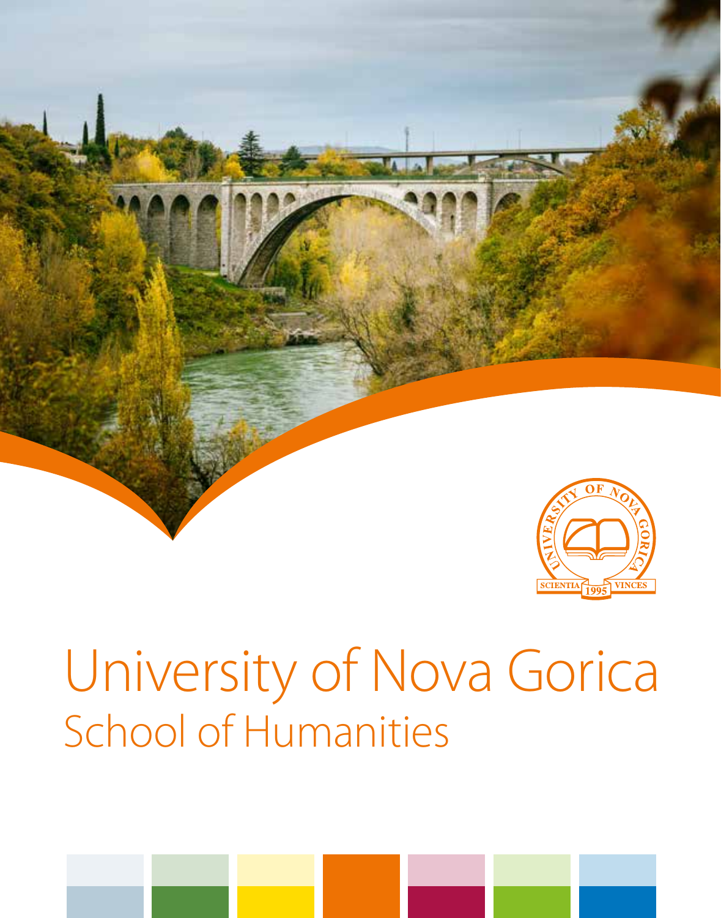# University of Nova Gorica

## School of Humanities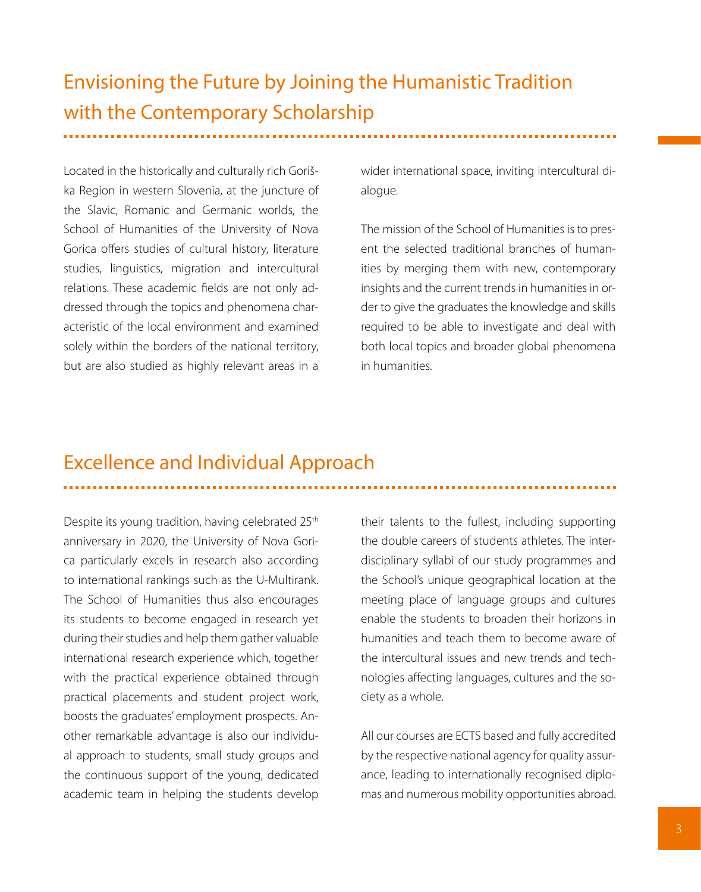## Envisioning the Future by Joining the Humanistic Tradition with the Contemporary Scholarship

Located in the historically and culturally rich Goriška Region in western Slovenia, at the juncture of the Slavic, Romanic and Germanic worlds, the School of Humanities of the University of Nova Gorica offers studies of cultural history, literature studies, linguistics, migration and intercultural relations. These academic fields are not only addressed through the topics and phenomena characteristic of the local environment and examined solely within the borders of the national territory, but are also studied as highly relevant areas in a wider international space, inviting intercultural dialogue.

The mission of the School of Humanities is to present the selected traditional branches of humanities by merging them with new, contemporary insights and the current trends in humanities in order to give the graduates the knowledge and skills required to be able to investigate and deal with both local topics and broader global phenomena in humanities.

## Excellence and Individual Approach

Despite its young tradition, having celebrated 25th anniversary in 2020, the University of Nova Gorica particularly excels in research also according to international rankings such as the U-Multirank. The School of Humanities thus also encourages its students to become engaged in research yet during their studies and help them gather valuable international research experience which, together with the practical experience obtained through practical placements and student project work, boosts the graduates' employment prospects. Another remarkable advantage is also our individual approach to students, small study groups and the continuous support of the young, dedicated academic team in helping the students develop their talents to the fullest, including supporting the double careers of students athletes. The interdisciplinary syllabi of our study programmes and the School's unique geographical location at the meeting place of language groups and cultures enable the students to broaden their horizons in humanities and teach them to become aware of the intercultural issues and new trends and technologies affecting languages, cultures and the society as a whole.

All our courses are ECTS based and fully accredited by the respective national agency for quality assurance, leading to internationally recognised diplomas and numerous mobility opportunities abroad.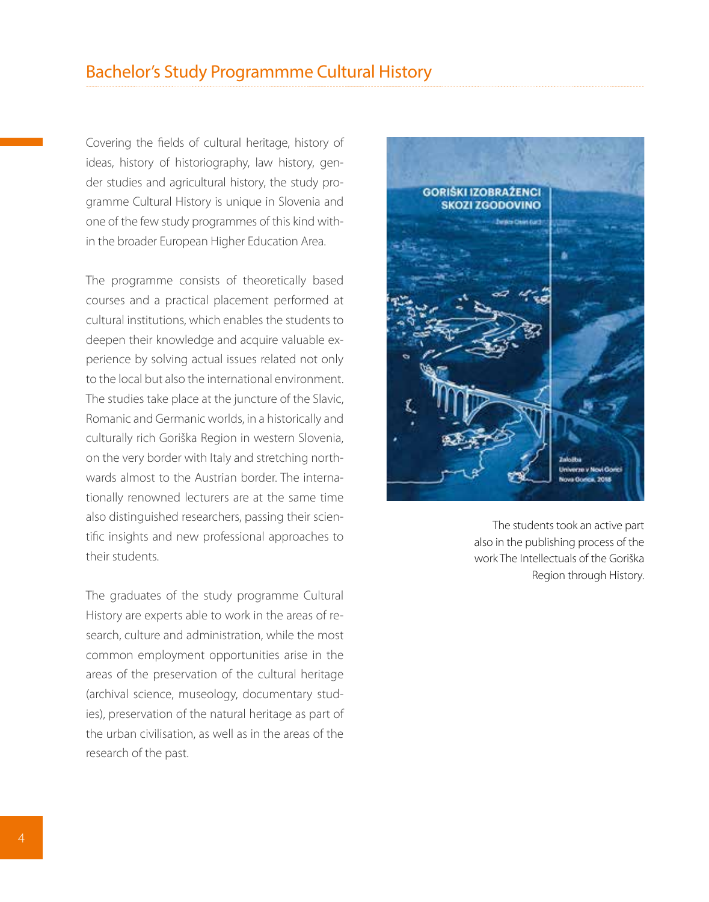## Bachelor's Study Programmme Cultural History

Covering the fields of cultural heritage, history of ideas, history of historiography, law history, gender studies and agricultural history, the study programme Cultural History is unique in Slovenia and one of the few study programmes of this kind within the broader European Higher Education Area.

The programme consists of theoretically based courses and a practical placement performed at cultural institutions, which enables the students to deepen their knowledge and acquire valuable experience by solving actual issues related not only to the local but also the international environment. The studies take place at the juncture of the Slavic, Romanic and Germanic worlds, in a historically and culturally rich Goriška Region in western Slovenia, on the very border with Italy and stretching northwards almost to the Austrian border. The internationally renowned lecturers are at the same time also distinguished researchers, passing their scientific insights and new professional approaches to their students.

The graduates of the study programme Cultural History are experts able to work in the areas of research, culture and administration, while the most common employment opportunities arise in the areas of the preservation of the cultural heritage (archival science, museology, documentary studies), preservation of the natural heritage as part of the urban civilisation, as well as in the areas of the research of the past.

The students took an active part also in the publishing process of the work The Intellectuals of the Goriška Region through History.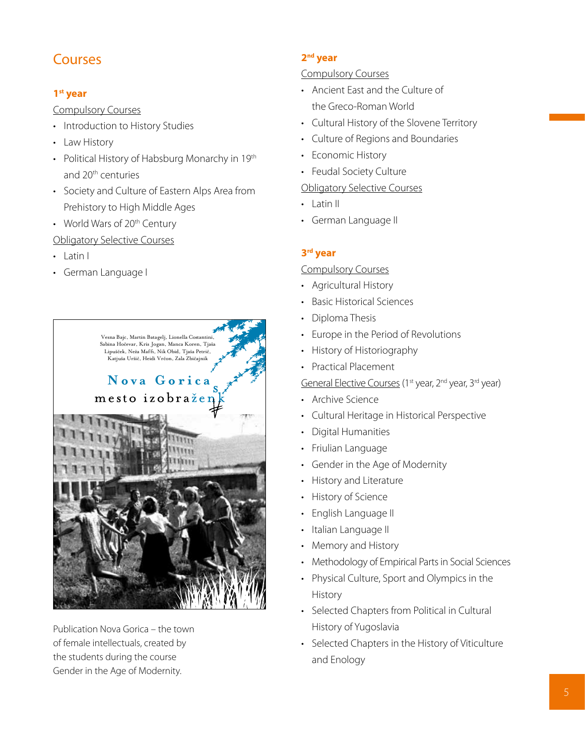## Courses

### 1st year

Compulsory Courses

- Introduction to History Studies
- Law History
- Political History of Habsburg Monarchy in 19th and 20th centuries
- Society and Culture of Eastern Alps Area from Prehistory to High Middle Ages
- World Wars of 20th Century

Obligatory Selective Courses

- Latin I
- German Language I

Publication Nova Gorica – the town of female intellectuals, created by the students during the course Gender in the Age of Modernity.

### 2nd year

Compulsory Courses

- Ancient East and the Culture of the Greco-Roman World
- Cultural History of the Slovene Territory
- Culture of Regions and Boundaries
- Economic History
- Feudal Society Culture

Obligatory Selective Courses

- Latin II
- German Language II

### 3rd year

Compulsory Courses

- Agricultural History
- Basic Historical Sciences
- Diploma Thesis
- Europe in the Period of Revolutions
- History of Historiography
- Practical Placement

General Elective Courses (1st year, 2nd year, 3rd year)

- Archive Science
- Cultural Heritage in Historical Perspective
- Digital Humanities
- Friulian Language
- Gender in the Age of Modernity
- History and Literature
- History of Science
- English Language II
- Italian Language II
- Memory and History
- Methodology of Empirical Parts in Social Sciences
- Physical Culture, Sport and Olympics in the History
- Selected Chapters from Political in Cultural History of Yugoslavia
- Selected Chapters in the History of Viticulture and Enology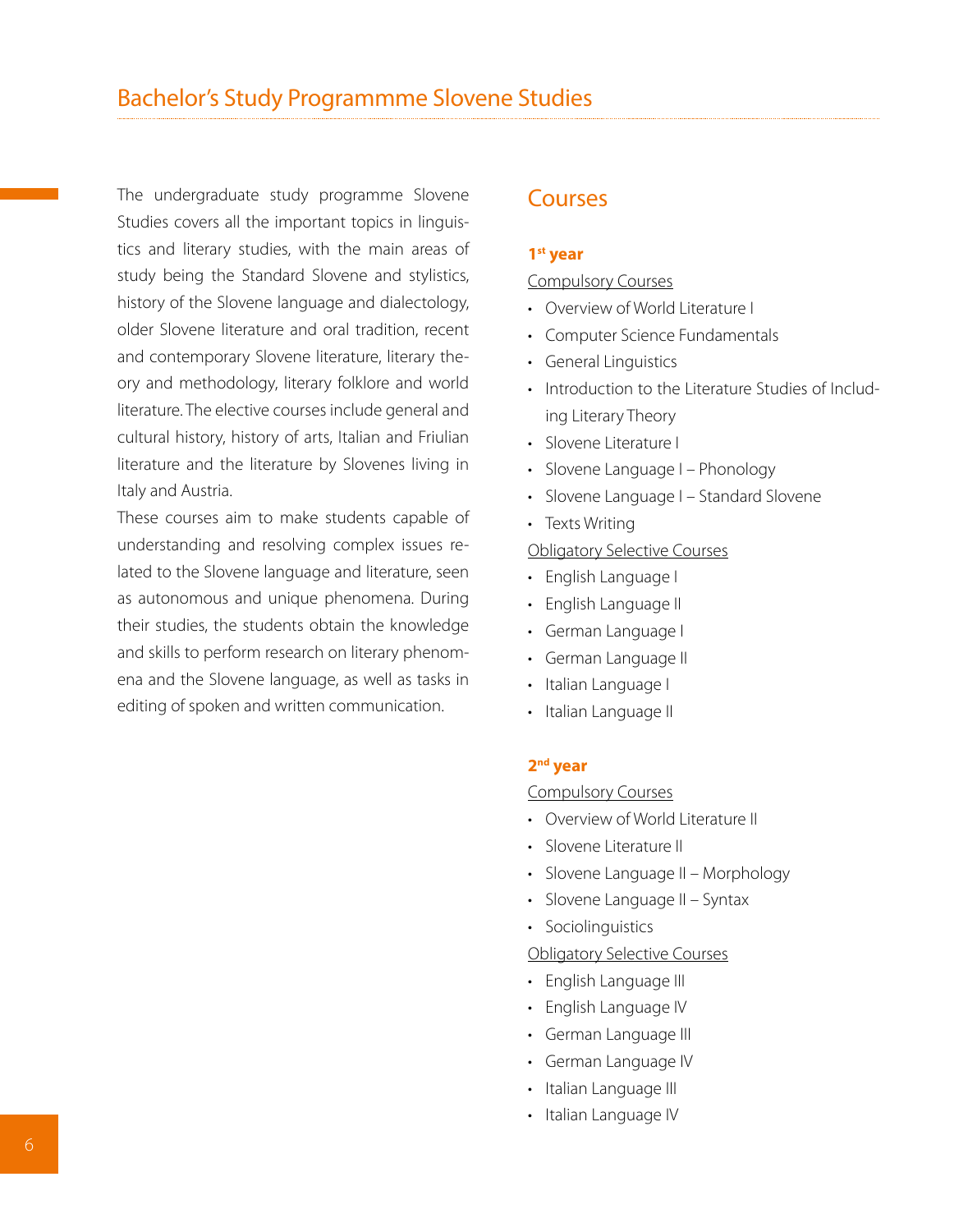# Bachelor's Study Programmme Slovene Studies

The undergraduate study programme Slovene Studies covers all the important topics in linguistics and literary studies, with the main areas of study being the Standard Slovene and stylistics, history of the Slovene language and dialectology, older Slovene literature and oral tradition, recent and contemporary Slovene literature, literary theory and methodology, literary folklore and world literature. The elective courses include general and cultural history, history of arts, Italian and Friulian literature and the literature by Slovenes living in Italy and Austria.

These courses aim to make students capable of understanding and resolving complex issues related to the Slovene language and literature, seen as autonomous and unique phenomena. During their studies, the students obtain the knowledge and skills to perform research on literary phenomena and the Slovene language, as well as tasks in editing of spoken and written communication.

## Courses

### 1st year

Compulsory Courses

- Overview of World Literature I
- Computer Science Fundamentals
- General Linguistics
- Introduction to the Literature Studies of Including Literary Theory
- Slovene Literature I
- Slovene Language I – Phonology
- Slovene Language I – Standard Slovene
- Texts Writing

Obligatory Selective Courses

- English Language I
- English Language II
- German Language I
- German Language II
- Italian Language I
- Italian Language II

### 2nd year

Compulsory Courses

- Overview of World Literature II
- Slovene Literature II
- Slovene Language II – Morphology
- Slovene Language II – Syntax
- Sociolinguistics

Obligatory Selective Courses

- English Language III
- English Language IV
- German Language III
- German Language IV
- Italian Language III
- Italian Language IV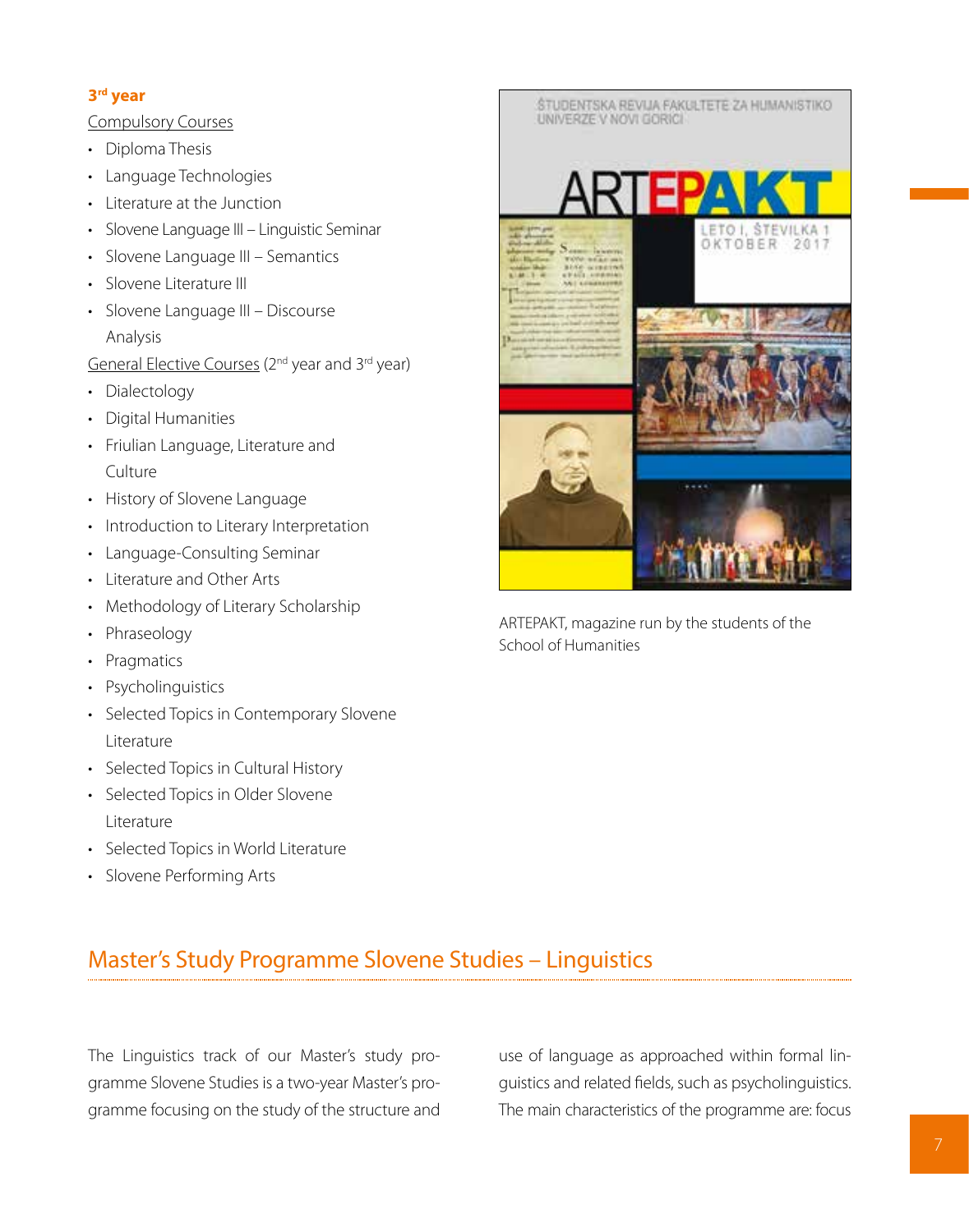### 3rd year

Compulsory Courses

- Diploma Thesis
- Language Technologies
- Literature at the Junction
- Slovene Language III – Linguistic Seminar
- Slovene Language III – Semantics
- Slovene Literature III
- Slovene Language III – Discourse Analysis

General Elective Courses (2nd year and 3rd year)

- Dialectology
- Digital Humanities
- Friulian Language, Literature and Culture
- History of Slovene Language
- Introduction to Literary Interpretation
- Language-Consulting Seminar
- Literature and Other Arts
- Methodology of Literary Scholarship
- Phraseology
- Pragmatics
- Psycholinguistics
- Selected Topics in Contemporary Slovene Literature
- Selected Topics in Cultural History
- Selected Topics in Older Slovene Literature
- Selected Topics in World Literature
- Slovene Performing Arts

ARTEPAKT, magazine run by the students of the School of Humanities

## Master's Study Programme Slovene Studies – Linguistics

The Linguistics track of our Master's study programme Slovene Studies is a two-year Master's programme focusing on the study of the structure and use of language as approached within formal linguistics and related fields, such as psycholinguistics. The main characteristics of the programme are: focus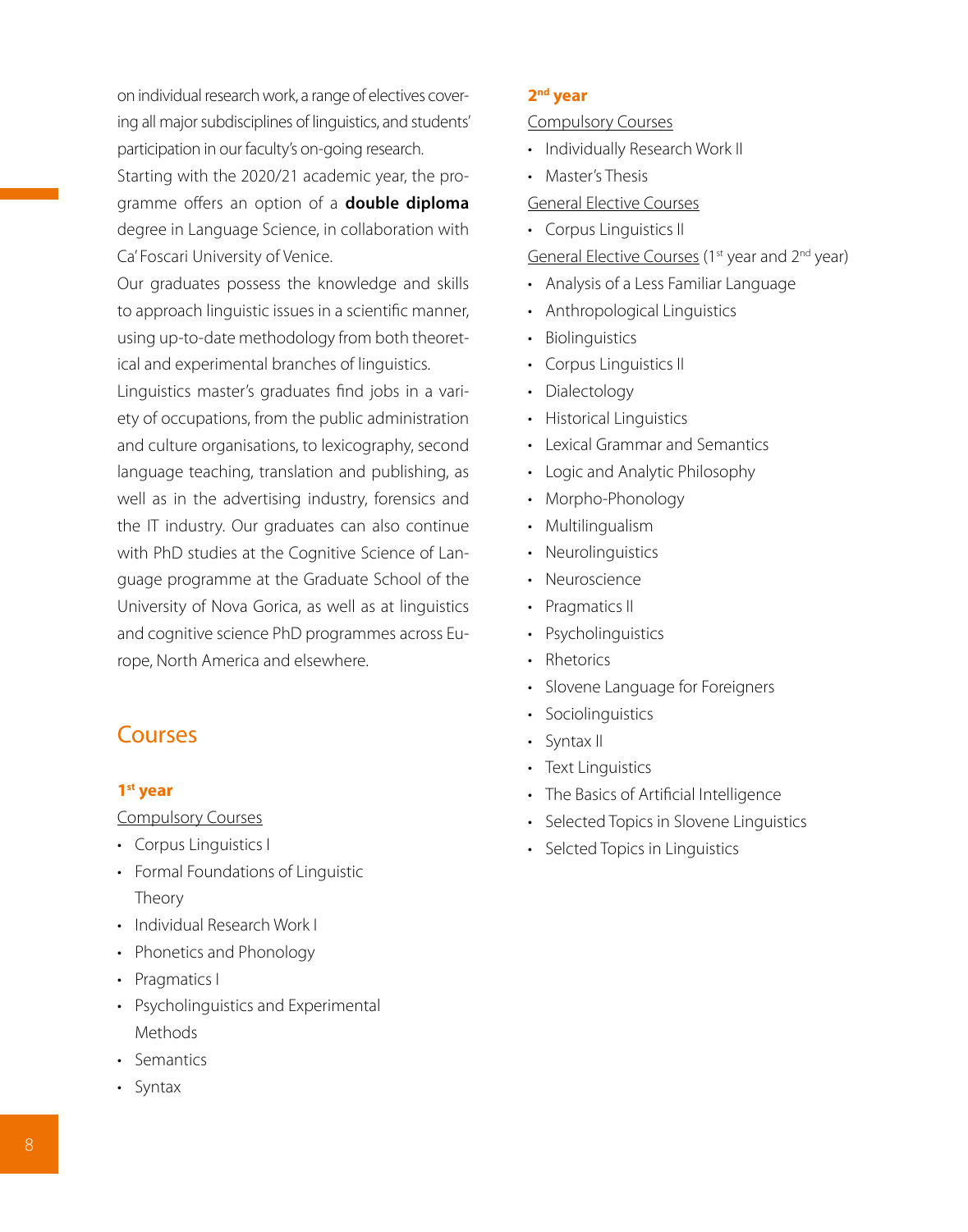on individual research work, a range of electives covering all major subdisciplines of linguistics, and students' participation in our faculty's on-going research.

Starting with the 2020/21 academic year, the programme offers an option of a **double diploma** degree in Language Science, in collaboration with Ca' Foscari University of Venice.

Our graduates possess the knowledge and skills to approach linguistic issues in a scientific manner, using up-to-date methodology from both theoretical and experimental branches of linguistics.

Linguistics master's graduates find jobs in a variety of occupations, from the public administration and culture organisations, to lexicography, second language teaching, translation and publishing, as well as in the advertising industry, forensics and the IT industry. Our graduates can also continue with PhD studies at the Cognitive Science of Language programme at the Graduate School of the University of Nova Gorica, as well as at linguistics and cognitive science PhD programmes across Europe, North America and elsewhere.

## Courses

### 1st year

Compulsory Courses

- Corpus Linguistics I
- Formal Foundations of Linguistic Theory
- Individual Research Work I
- Phonetics and Phonology
- Pragmatics I
- Psycholinguistics and Experimental Methods
- Semantics
- Syntax

### 2nd year

Compulsory Courses

- Individually Research Work II
- Master's Thesis

General Elective Courses

- Corpus Linguistics II

General Elective Courses (1st year and 2nd year)

- Analysis of a Less Familiar Language
- Anthropological Linguistics
- Biolinguistics
- Corpus Linguistics II
- Dialectology
- Historical Linguistics
- Lexical Grammar and Semantics
- Logic and Analytic Philosophy
- Morpho-Phonology
- Multilingualism
- Neurolinguistics
- Neuroscience
- Pragmatics II
- Psycholinguistics
- Rhetorics
- Slovene Language for Foreigners
- Sociolinguistics
- Syntax II
- Text Linguistics
- The Basics of Artificial Intelligence
- Selected Topics in Slovene Linguistics
- Selcted Topics in Linguistics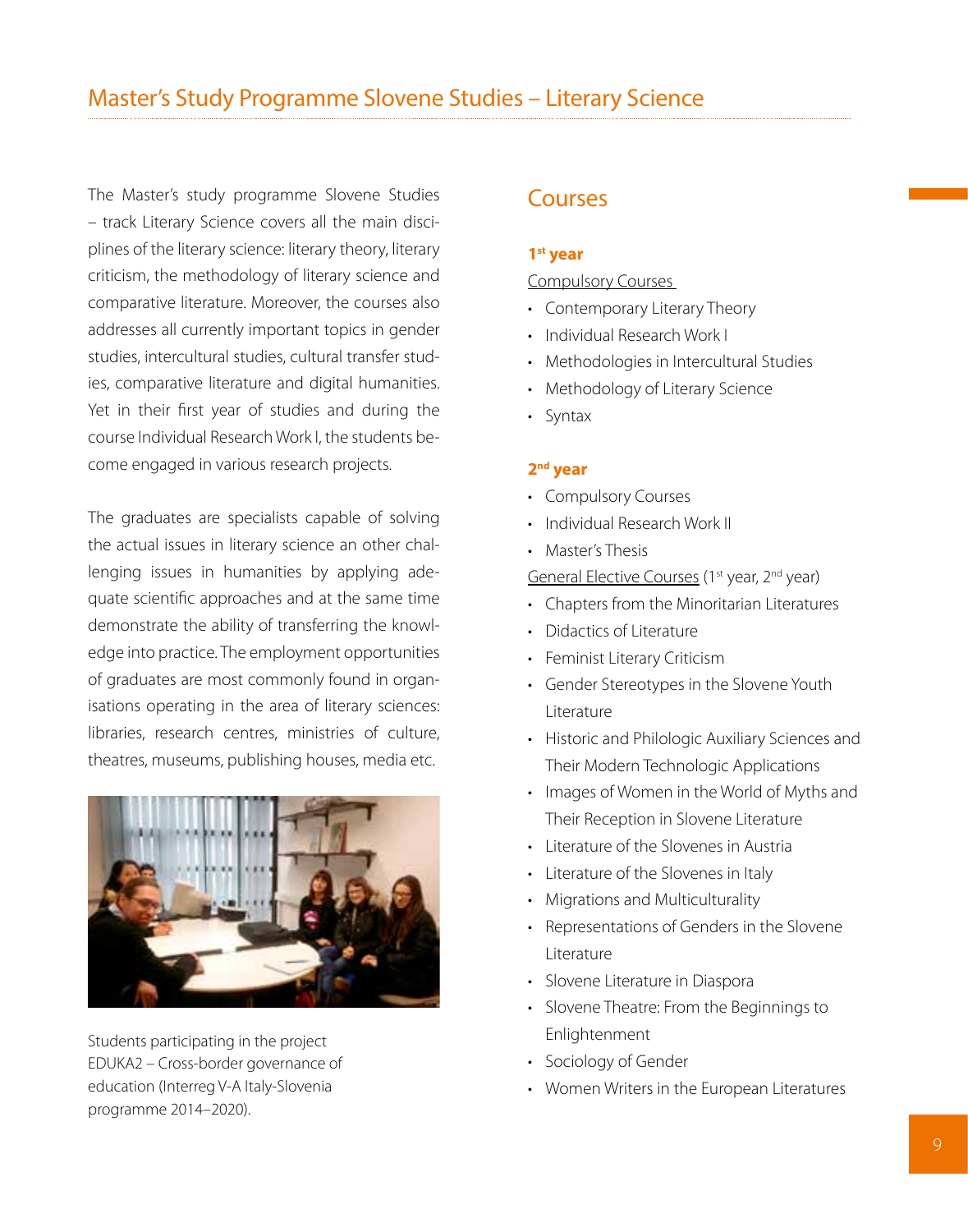## Master's Study Programme Slovene Studies – Literary Science

The Master's study programme Slovene Studies – track Literary Science covers all the main disciplines of the literary science: literary theory, literary criticism, the methodology of literary science and comparative literature. Moreover, the courses also addresses all currently important topics in gender studies, intercultural studies, cultural transfer studies, comparative literature and digital humanities. Yet in their first year of studies and during the course Individual Research Work I, the students become engaged in various research projects.

The graduates are specialists capable of solving the actual issues in literary science an other challenging issues in humanities by applying adequate scientific approaches and at the same time demonstrate the ability of transferring the knowledge into practice. The employment opportunities of graduates are most commonly found in organisations operating in the area of literary sciences: libraries, research centres, ministries of culture, theatres, museums, publishing houses, media etc.

Students participating in the project EDUKA2 – Cross-border governance of education (Interreg V-A Italy-Slovenia programme 2014–2020).

### Courses

**1st year**

Compulsory Courses

- Contemporary Literary Theory
- Individual Research Work I
- Methodologies in Intercultural Studies
- Methodology of Literary Science
- Syntax

**2nd year**

- Compulsory Courses
- Individual Research Work II
- Master's Thesis

General Elective Courses (1st year, 2nd year)

- Chapters from the Minoritarian Literatures
- Didactics of Literature
- Feminist Literary Criticism
- Gender Stereotypes in the Slovene Youth Literature
- Historic and Philologic Auxiliary Sciences and Their Modern Technologic Applications
- Images of Women in the World of Myths and Their Reception in Slovene Literature
- Literature of the Slovenes in Austria
- Literature of the Slovenes in Italy
- Migrations and Multiculturality
- Representations of Genders in the Slovene Literature
- Slovene Literature in Diaspora
- Slovene Theatre: From the Beginnings to Enlightenment
- Sociology of Gender
- Women Writers in the European Literatures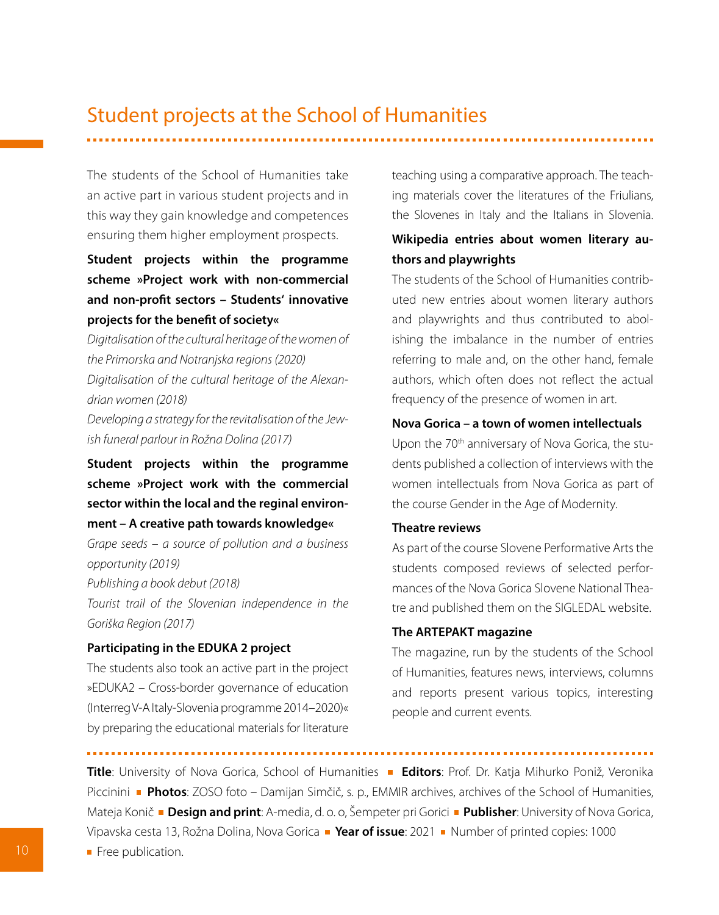# Student projects at the School of Humanities

The students of the School of Humanities take an active part in various student projects and in this way they gain knowledge and competences ensuring them higher employment prospects.

**Student projects within the programme scheme »Project work with non-commercial and non-profit sectors – Students' innovative projects for the benefit of society«**

*Digitalisation of the cultural heritage of the women of the Primorska and Notranjska regions (2020)*

*Digitalisation of the cultural heritage of the Alexandrian women (2018)*

*Developing a strategy for the revitalisation of the Jewish funeral parlour in Rožna Dolina (2017)*

**Student projects within the programme scheme »Project work with the commercial sector within the local and the reginal environment – A creative path towards knowledge«**

*Grape seeds – a source of pollution and a business opportunity (2019)*

*Publishing a book debut (2018)*

*Tourist trail of the Slovenian independence in the Goriška Region (2017)*

**Participating in the EDUKA 2 project**

The students also took an active part in the project »EDUKA2 – Cross-border governance of education (Interreg V-A Italy-Slovenia programme 2014–2020)« by preparing the educational materials for literature teaching using a comparative approach. The teaching materials cover the literatures of the Friulians, the Slovenes in Italy and the Italians in Slovenia.

**Wikipedia entries about women literary authors and playwrights**

The students of the School of Humanities contributed new entries about women literary authors and playwrights and thus contributed to abolishing the imbalance in the number of entries referring to male and, on the other hand, female authors, which often does not reflect the actual frequency of the presence of women in art.

**Nova Gorica – a town of women intellectuals**

Upon the 70th anniversary of Nova Gorica, the students published a collection of interviews with the women intellectuals from Nova Gorica as part of the course Gender in the Age of Modernity.

**Theatre reviews**

As part of the course Slovene Performative Arts the students composed reviews of selected performances of the Nova Gorica Slovene National Theatre and published them on the SIGLEDAL website.

**The ARTEPAKT magazine**

The magazine, run by the students of the School of Humanities, features news, interviews, columns and reports present various topics, interesting people and current events.

**Title**: University of Nova Gorica, School of Humanities ■ **Editors**: Prof. Dr. Katja Mihurko Poniž, Veronika Piccinini ■ **Photos**: ZOSO foto – Damijan Simčič, s. p., EMMIR archives, archives of the School of Humanities, Mateja Konič ■ **Design and print**: A-media, d. o. o, Šempeter pri Gorici ■ **Publisher**: University of Nova Gorica, Vipavska cesta 13, Rožna Dolina, Nova Gorica ■ **Year of issue**: 2021 ■ Number of printed copies: 1000 ■ Free publication.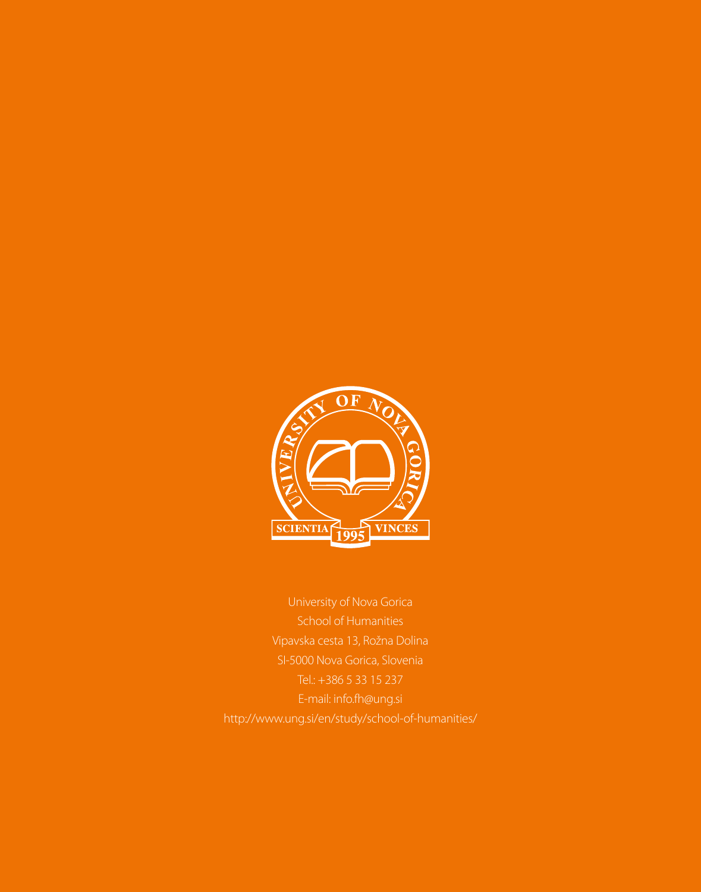University of Nova Gorica
School of Humanities
Vipavska cesta 13, Rožna Dolina
SI-5000 Nova Gorica, Slovenia
Tel.: +386 5 33 15 237
E-mail: info.fh@ung.si
http://www.ung.si/en/study/school-of-humanities/